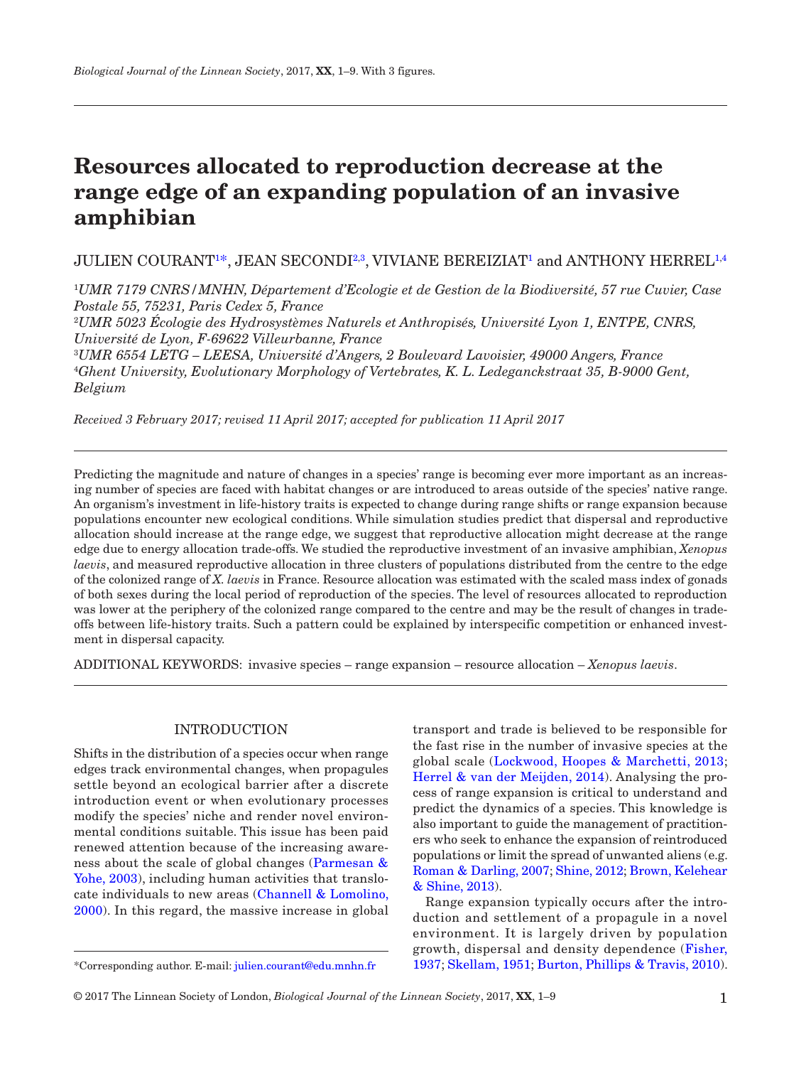# Resources allocated to reproduction decrease at the range edge of an expanding population of an invasive amphibian

JULIEN COURANT[1*], JEAN SECONDI[2,3], VIVIANE BEREIZIAT[1] and ANTHONY HERREL[1,4]

[1]*UMR 7179 CNRS/MNHN, Département d'Ecologie et de Gestion de la Biodiversité, 57 rue Cuvier, Case Postale 55, 75231, Paris Cedex 5, France*
[2]*UMR 5023 Écologie des Hydrosystèmes Naturels et Anthropisés, Université Lyon 1, ENTPE, CNRS, Université de Lyon, F-69622 Villeurbanne, France*
[3]*UMR 6554 LETG – LEESA, Université d'Angers, 2 Boulevard Lavoisier, 49000 Angers, France*
[4]*Ghent University, Evolutionary Morphology of Vertebrates, K. L. Ledeganckstraat 35, B-9000 Gent, Belgium*

*Received 3 February 2017; revised 11 April 2017; accepted for publication 11 April 2017*

Predicting the magnitude and nature of changes in a species' range is becoming ever more important as an increasing number of species are faced with habitat changes or are introduced to areas outside of the species' native range. An organism's investment in life-history traits is expected to change during range shifts or range expansion because populations encounter new ecological conditions. While simulation studies predict that dispersal and reproductive allocation should increase at the range edge, we suggest that reproductive allocation might decrease at the range edge due to energy allocation trade-offs. We studied the reproductive investment of an invasive amphibian, *Xenopus laevis*, and measured reproductive allocation in three clusters of populations distributed from the centre to the edge of the colonized range of *X. laevis* in France. Resource allocation was estimated with the scaled mass index of gonads of both sexes during the local period of reproduction of the species. The level of resources allocated to reproduction was lower at the periphery of the colonized range compared to the centre and may be the result of changes in trade-offs between life-history traits. Such a pattern could be explained by interspecific competition or enhanced investment in dispersal capacity.

ADDITIONAL KEYWORDS: invasive species – range expansion – resource allocation – *Xenopus laevis*.

## INTRODUCTION

Shifts in the distribution of a species occur when range edges track environmental changes, when propagules settle beyond an ecological barrier after a discrete introduction event or when evolutionary processes modify the species' niche and render novel environmental conditions suitable. This issue has been paid renewed attention because of the increasing awareness about the scale of global changes (Parmesan & Yohe, 2003), including human activities that translocate individuals to new areas (Channell & Lomolino, 2000). In this regard, the massive increase in global transport and trade is believed to be responsible for the fast rise in the number of invasive species at the global scale (Lockwood, Hoopes & Marchetti, 2013; Herrel & van der Meijden, 2014). Analysing the process of range expansion is critical to understand and predict the dynamics of a species. This knowledge is also important to guide the management of practitioners who seek to enhance the expansion of reintroduced populations or limit the spread of unwanted aliens (e.g. Roman & Darling, 2007; Shine, 2012; Brown, Kelehear & Shine, 2013).

Range expansion typically occurs after the introduction and settlement of a propagule in a novel environment. It is largely driven by population growth, dispersal and density dependence (Fisher, 1937; Skellam, 1951; Burton, Phillips & Travis, 2010).

*Corresponding author. E-mail: julien.courant@edu.mnhn.fr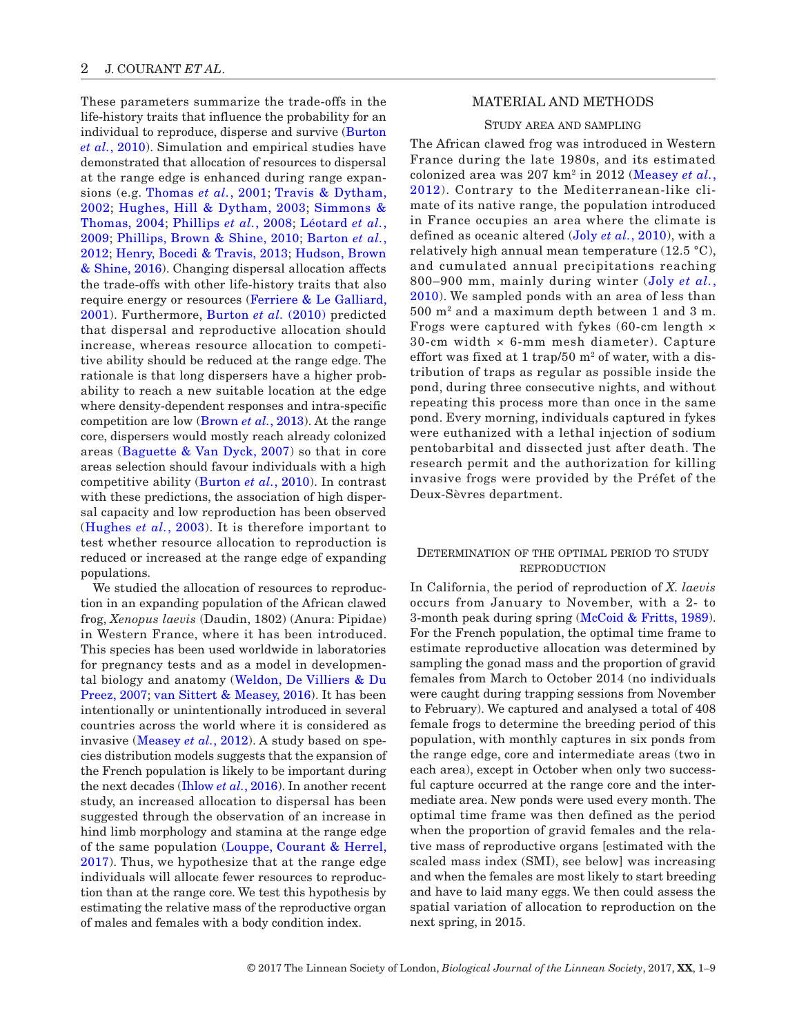These parameters summarize the trade-offs in the life-history traits that influence the probability for an individual to reproduce, disperse and survive (Burton *et al.*, 2010). Simulation and empirical studies have demonstrated that allocation of resources to dispersal at the range edge is enhanced during range expansions (e.g. Thomas *et al.*, 2001; Travis & Dytham, 2002; Hughes, Hill & Dytham, 2003; Simmons & Thomas, 2004; Phillips *et al.*, 2008; Léotard *et al.*, 2009; Phillips, Brown & Shine, 2010; Barton *et al.*, 2012; Henry, Bocedi & Travis, 2013; Hudson, Brown & Shine, 2016). Changing dispersal allocation affects the trade-offs with other life-history traits that also require energy or resources (Ferriere & Le Galliard, 2001). Furthermore, Burton *et al.* (2010) predicted that dispersal and reproductive allocation should increase, whereas resource allocation to competitive ability should be reduced at the range edge. The rationale is that long dispersers have a higher probability to reach a new suitable location at the edge where density-dependent responses and intra-specific competition are low (Brown *et al.*, 2013). At the range core, dispersers would mostly reach already colonized areas (Baguette & Van Dyck, 2007) so that in core areas selection should favour individuals with a high competitive ability (Burton *et al.*, 2010). In contrast with these predictions, the association of high dispersal capacity and low reproduction has been observed (Hughes *et al.*, 2003). It is therefore important to test whether resource allocation to reproduction is reduced or increased at the range edge of expanding populations.

We studied the allocation of resources to reproduction in an expanding population of the African clawed frog, *Xenopus laevis* (Daudin, 1802) (Anura: Pipidae) in Western France, where it has been introduced. This species has been used worldwide in laboratories for pregnancy tests and as a model in developmental biology and anatomy (Weldon, De Villiers & Du Preez, 2007; van Sittert & Measey, 2016). It has been intentionally or unintentionally introduced in several countries across the world where it is considered as invasive (Measey *et al.*, 2012). A study based on species distribution models suggests that the expansion of the French population is likely to be important during the next decades (Ihlow *et al.*, 2016). In another recent study, an increased allocation to dispersal has been suggested through the observation of an increase in hind limb morphology and stamina at the range edge of the same population (Louppe, Courant & Herrel, 2017). Thus, we hypothesize that at the range edge individuals will allocate fewer resources to reproduction than at the range core. We test this hypothesis by estimating the relative mass of the reproductive organ of males and females with a body condition index.

## MATERIAL AND METHODS

### Study area and sampling

The African clawed frog was introduced in Western France during the late 1980s, and its estimated colonized area was 207 km$^2$ in 2012 (Measey *et al.*, 2012). Contrary to the Mediterranean-like climate of its native range, the population introduced in France occupies an area where the climate is defined as oceanic altered (Joly *et al.*, 2010), with a relatively high annual mean temperature (12.5 °C), and cumulated annual precipitations reaching 800–900 mm, mainly during winter (Joly *et al.*, 2010). We sampled ponds with an area of less than 500 m$^2$ and a maximum depth between 1 and 3 m. Frogs were captured with fykes (60-cm length × 30-cm width × 6-mm mesh diameter). Capture effort was fixed at 1 trap/50 m$^2$ of water, with a distribution of traps as regular as possible inside the pond, during three consecutive nights, and without repeating this process more than once in the same pond. Every morning, individuals captured in fykes were euthanized with a lethal injection of sodium pentobarbital and dissected just after death. The research permit and the authorization for killing invasive frogs were provided by the Préfet of the Deux-Sèvres department.

### Determination of the optimal period to study reproduction

In California, the period of reproduction of *X. laevis* occurs from January to November, with a 2- to 3-month peak during spring (McCoid & Fritts, 1989). For the French population, the optimal time frame to estimate reproductive allocation was determined by sampling the gonad mass and the proportion of gravid females from March to October 2014 (no individuals were caught during trapping sessions from November to February). We captured and analysed a total of 408 female frogs to determine the breeding period of this population, with monthly captures in six ponds from the range edge, core and intermediate areas (two in each area), except in October when only two successful capture occurred at the range core and the intermediate area. New ponds were used every month. The optimal time frame was then defined as the period when the proportion of gravid females and the relative mass of reproductive organs [estimated with the scaled mass index (SMI), see below] was increasing and when the females are most likely to start breeding and have to laid many eggs. We then could assess the spatial variation of allocation to reproduction on the next spring, in 2015.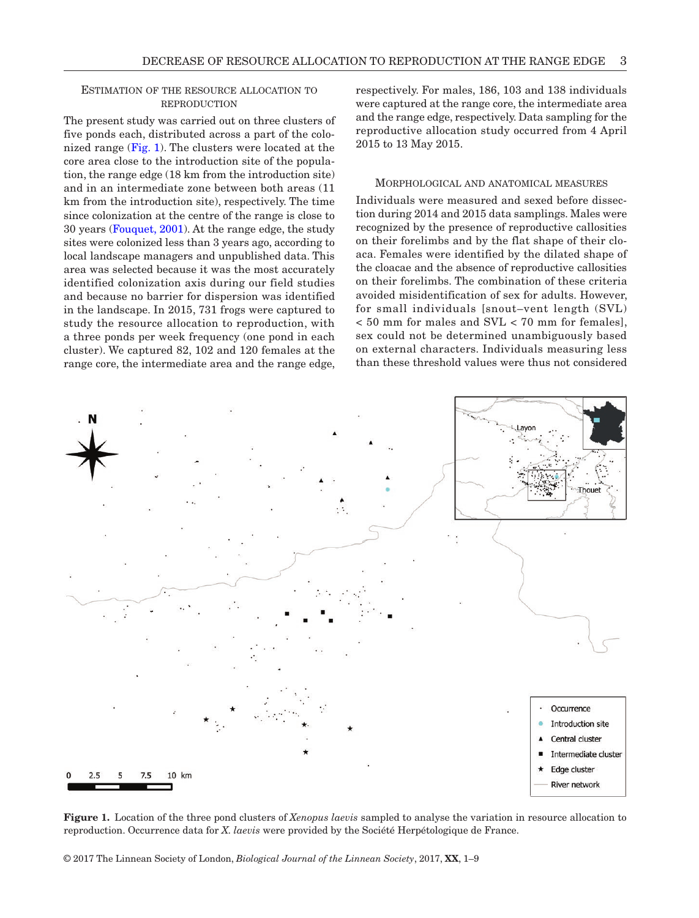### Estimation of the resource allocation to reproduction

The present study was carried out on three clusters of five ponds each, distributed across a part of the colonized range (Fig. 1). The clusters were located at the core area close to the introduction site of the population, the range edge (18 km from the introduction site) and in an intermediate zone between both areas (11 km from the introduction site), respectively. The time since colonization at the centre of the range is close to 30 years (Fouquet, 2001). At the range edge, the study sites were colonized less than 3 years ago, according to local landscape managers and unpublished data. This area was selected because it was the most accurately identified colonization axis during our field studies and because no barrier for dispersion was identified in the landscape. In 2015, 731 frogs were captured to study the resource allocation to reproduction, with a three ponds per week frequency (one pond in each cluster). We captured 82, 102 and 120 females at the range core, the intermediate area and the range edge, respectively. For males, 186, 103 and 138 individuals were captured at the range core, the intermediate area and the range edge, respectively. Data sampling for the reproductive allocation study occurred from 4 April 2015 to 13 May 2015.

### Morphological and anatomical measures

Individuals were measured and sexed before dissection during 2014 and 2015 data samplings. Males were recognized by the presence of reproductive callosities on their forelimbs and by the flat shape of their cloaca. Females were identified by the dilated shape of the cloacae and the absence of reproductive callosities on their forelimbs. The combination of these criteria avoided misidentification of sex for adults. However, for small individuals [snout–vent length (SVL) < 50 mm for males and SVL < 70 mm for females], sex could not be determined unambiguously based on external characters. Individuals measuring less than these threshold values were thus not considered

**Figure 1.** Location of the three pond clusters of *Xenopus laevis* sampled to analyse the variation in resource allocation to reproduction. Occurrence data for *X. laevis* were provided by the Société Herpétologique de France.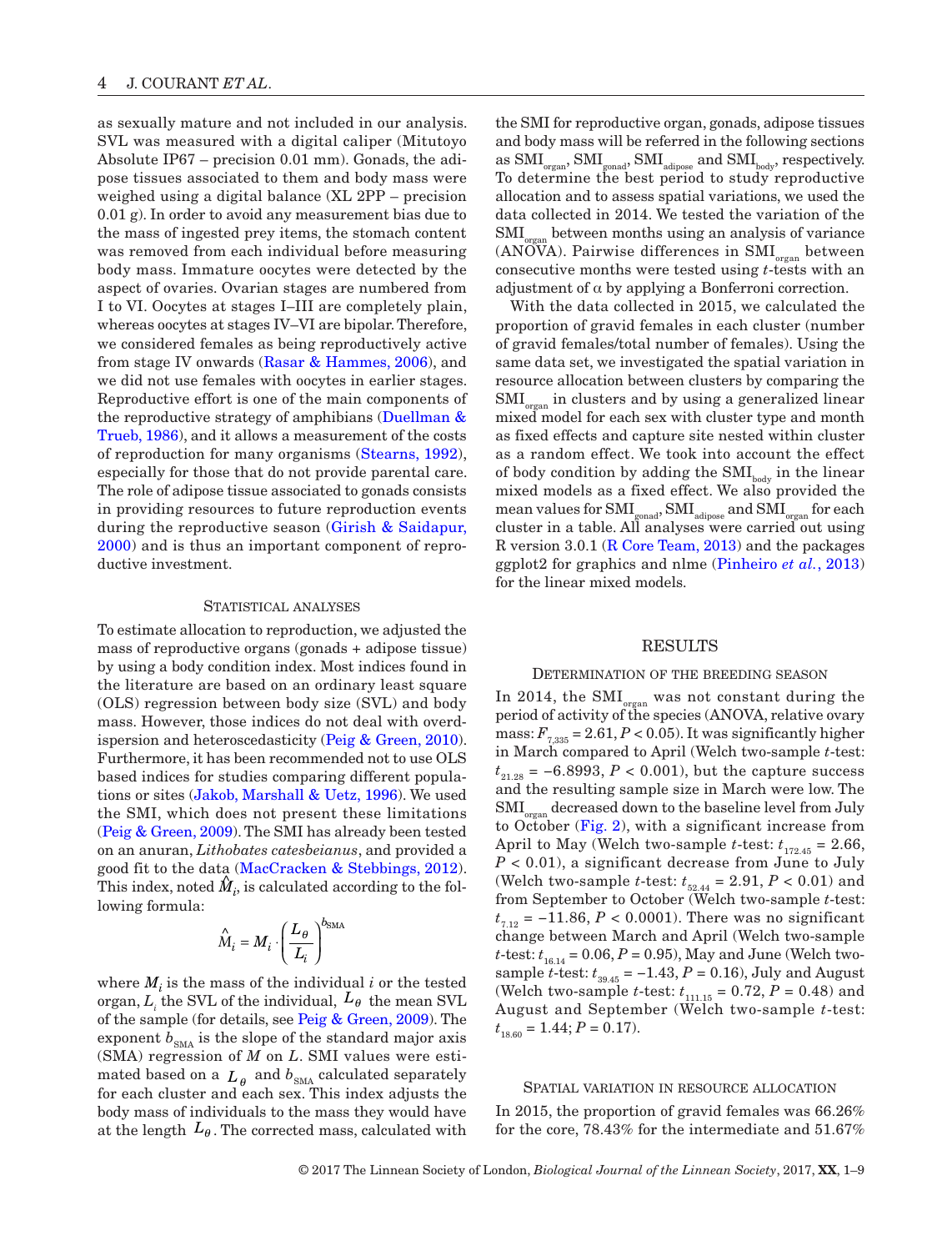as sexually mature and not included in our analysis. SVL was measured with a digital caliper (Mitutoyo Absolute IP67 – precision 0.01 mm). Gonads, the adipose tissues associated to them and body mass were weighed using a digital balance (XL 2PP – precision 0.01 g). In order to avoid any measurement bias due to the mass of ingested prey items, the stomach content was removed from each individual before measuring body mass. Immature oocytes were detected by the aspect of ovaries. Ovarian stages are numbered from I to VI. Oocytes at stages I–III are completely plain, whereas oocytes at stages IV–VI are bipolar. Therefore, we considered females as being reproductively active from stage IV onwards (Rasar & Hammes, 2006), and we did not use females with oocytes in earlier stages. Reproductive effort is one of the main components of the reproductive strategy of amphibians (Duellman & Trueb, 1986), and it allows a measurement of the costs of reproduction for many organisms (Stearns, 1992), especially for those that do not provide parental care. The role of adipose tissue associated to gonads consists in providing resources to future reproduction events during the reproductive season (Girish & Saidapur, 2000) and is thus an important component of reproductive investment.

### Statistical analyses

To estimate allocation to reproduction, we adjusted the mass of reproductive organs (gonads + adipose tissue) by using a body condition index. Most indices found in the literature are based on an ordinary least square (OLS) regression between body size (SVL) and body mass. However, those indices do not deal with overdispersion and heteroscedasticity (Peig & Green, 2010). Furthermore, it has been recommended not to use OLS based indices for studies comparing different populations or sites (Jakob, Marshall & Uetz, 1996). We used the SMI, which does not present these limitations (Peig & Green, 2009). The SMI has already been tested on an anuran, *Lithobates catesbeianus*, and provided a good fit to the data (MacCracken & Stebbings, 2012). This index, noted $\hat{M}_i$, is calculated according to the following formula:

$$\hat{M}_i = M_i \cdot \left(\frac{L_\theta}{L_i}\right)^{b_{SMA}}$$

where $M_i$ is the mass of the individual $i$ or the tested organ, $L_i$ the SVL of the individual, $L_\theta$ the mean SVL of the sample (for details, see Peig & Green, 2009). The exponent $b_{SMA}$ is the slope of the standard major axis (SMA) regression of $M$ on $L$. SMI values were estimated based on a $L_\theta$ and $b_{SMA}$ calculated separately for each cluster and each sex. This index adjusts the body mass of individuals to the mass they would have at the length $L_\theta$. The corrected mass, calculated with the SMI for reproductive organ, gonads, adipose tissues and body mass will be referred in the following sections as $SMI_{organ}$, $SMI_{gonad}$, $SMI_{adipose}$ and $SMI_{body}$, respectively. To determine the best period to study reproductive allocation and to assess spatial variations, we used the data collected in 2014. We tested the variation of the $SMI_{organ}$ between months using an analysis of variance (ANOVA). Pairwise differences in $SMI_{organ}$ between consecutive months were tested using *t*-tests with an adjustment of α by applying a Bonferroni correction.

With the data collected in 2015, we calculated the proportion of gravid females in each cluster (number of gravid females/total number of females). Using the same data set, we investigated the spatial variation in resource allocation between clusters by comparing the $SMI_{organ}$ in clusters and by using a generalized linear mixed model for each sex with cluster type and month as fixed effects and capture site nested within cluster as a random effect. We took into account the effect of body condition by adding the $SMI_{body}$ in the linear mixed models as a fixed effect. We also provided the mean values for $SMI_{gonad}$, $SMI_{adipose}$ and $SMI_{organ}$ for each cluster in a table. All analyses were carried out using R version 3.0.1 (R Core Team, 2013) and the packages ggplot2 for graphics and nlme (Pinheiro *et al.*, 2013) for the linear mixed models.

## Results

### Determination of the breeding season

In 2014, the $SMI_{organ}$ was not constant during the period of activity of the species (ANOVA, relative ovary mass: $F_{7,335} = 2.61$, $P < 0.05$). It was significantly higher in March compared to April (Welch two-sample *t*-test: $t_{21.28} = -6.8993$, $P < 0.001$), but the capture success and the resulting sample size in March were low. The $SMI_{organ}$ decreased down to the baseline level from July to October (Fig. 2), with a significant increase from April to May (Welch two-sample *t*-test: $t_{172.45} = 2.66$, $P < 0.01$), a significant decrease from June to July (Welch two-sample *t*-test: $t_{52.44} = 2.91$, $P < 0.01$) and from September to October (Welch two-sample *t*-test: $t_{7.12} = -11.86$, $P < 0.0001$). There was no significant change between March and April (Welch two-sample *t*-test: $t_{16.14} = 0.06$, $P = 0.95$), May and June (Welch two-sample *t*-test: $t_{39.45} = -1.43$, $P = 0.16$), July and August (Welch two-sample *t*-test: $t_{111.15} = 0.72$, $P = 0.48$) and August and September (Welch two-sample *t*-test: $t_{18.60} = 1.44$; $P = 0.17$).

### Spatial variation in resource allocation

In 2015, the proportion of gravid females was 66.26% for the core, 78.43% for the intermediate and 51.67%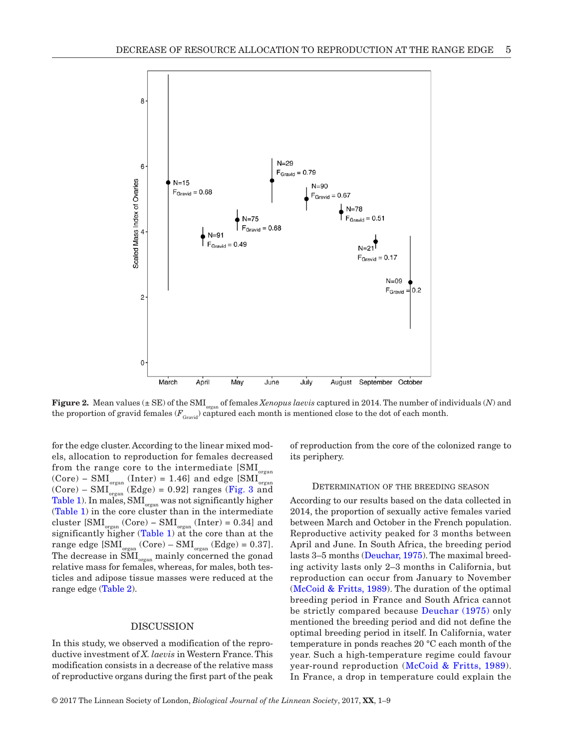Figure 2. Mean values (± SE) of the $SMI_{organ}$ of females *Xenopus laevis* captured in 2014. The number of individuals (*N*) and the proportion of gravid females ($F_{Gravid}$) captured each month is mentioned close to the dot of each month.

for the edge cluster. According to the linear mixed models, allocation to reproduction for females decreased from the range core to the intermediate [$SMI_{organ}$ (Core) – $SMI_{organ}$ (Inter) = 1.46] and edge [$SMI_{organ}$ (Core) – $SMI_{organ}$ (Edge) = 0.92] ranges (Fig. 3 and Table 1). In males, $SMI_{organ}$ was not significantly higher (Table 1) in the core cluster than in the intermediate cluster [$SMI_{organ}$ (Core) – $SMI_{organ}$ (Inter) = 0.34] and significantly higher (Table 1) at the core than at the range edge [$SMI_{organ}$ (Core) – $SMI_{organ}$ (Edge) = 0.37]. The decrease in $SMI_{organ}$ mainly concerned the gonad relative mass for females, whereas, for males, both testicles and adipose tissue masses were reduced at the range edge (Table 2).

## DISCUSSION

In this study, we observed a modification of the reproductive investment of *X. laevis* in Western France. This modification consists in a decrease of the relative mass of reproductive organs during the first part of the peak of reproduction from the core of the colonized range to its periphery.

### DETERMINATION OF THE BREEDING SEASON

According to our results based on the data collected in 2014, the proportion of sexually active females varied between March and October in the French population. Reproductive activity peaked for 3 months between April and June. In South Africa, the breeding period lasts 3–5 months (Deuchar, 1975). The maximal breeding activity lasts only 2–3 months in California, but reproduction can occur from January to November (McCoid & Fritts, 1989). The duration of the optimal breeding period in France and South Africa cannot be strictly compared because Deuchar (1975) only mentioned the breeding period and did not define the optimal breeding period in itself. In California, water temperature in ponds reaches 20 °C each month of the year. Such a high-temperature regime could favour year-round reproduction (McCoid & Fritts, 1989). In France, a drop in temperature could explain the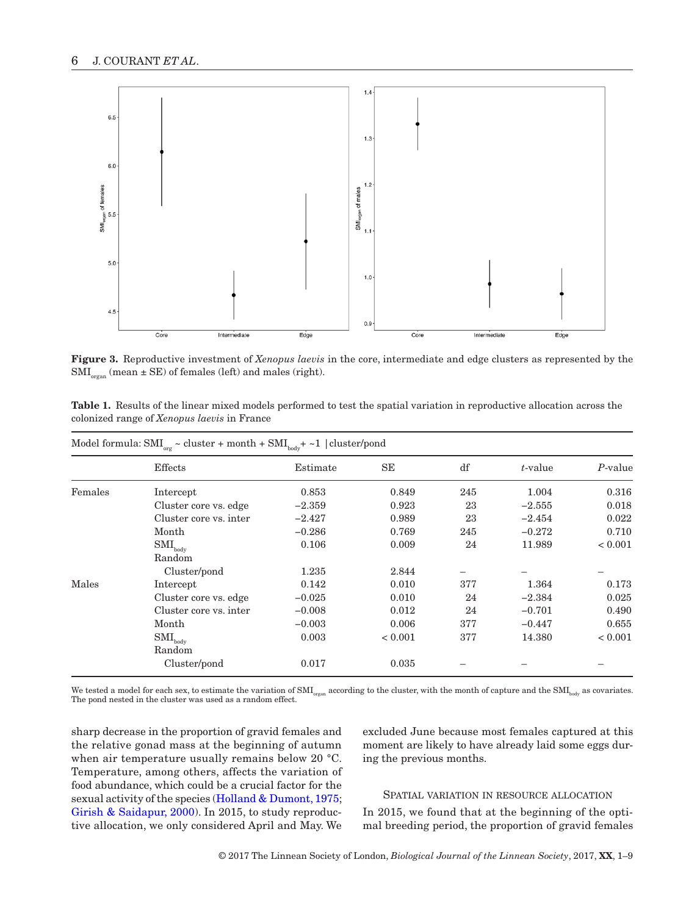**Figure 3.** Reproductive investment of *Xenopus laevis* in the core, intermediate and edge clusters as represented by the $SMI_{organ}$ (mean ± SE) of females (left) and males (right).

**Table 1.** Results of the linear mixed models performed to test the spatial variation in reproductive allocation across the colonized range of *Xenopus laevis* in France

Model formula: $SMI_{org}$ ~ cluster + month + $SMI_{body}$ + ~1 |cluster/pond

| | Effects | Estimate | SE | df | *t*-value | *P*-value |
|---|---|---|---|---|---|---|
| Females | Intercept | 0.853 | 0.849 | 245 | 1.004 | 0.316 |
| | Cluster core vs. edge | −2.359 | 0.923 | 23 | −2.555 | 0.018 |
| | Cluster core vs. inter | −2.427 | 0.989 | 23 | −2.454 | 0.022 |
| | Month | −0.286 | 0.769 | 245 | −0.272 | 0.710 |
| | $SMI_{body}$ | 0.106 | 0.009 | 24 | 11.989 | < 0.001 |
| | Random | | | | | |
| | Cluster/pond | 1.235 | 2.844 | – | – | – |
| Males | Intercept | 0.142 | 0.010 | 377 | 1.364 | 0.173 |
| | Cluster core vs. edge | −0.025 | 0.010 | 24 | −2.384 | 0.025 |
| | Cluster core vs. inter | −0.008 | 0.012 | 24 | −0.701 | 0.490 |
| | Month | −0.003 | 0.006 | 377 | −0.447 | 0.655 |
| | $SMI_{body}$ | 0.003 | < 0.001 | 377 | 14.380 | < 0.001 |
| | Random | | | | | |
| | Cluster/pond | 0.017 | 0.035 | – | – | – |

We tested a model for each sex, to estimate the variation of $SMI_{organ}$ according to the cluster, with the month of capture and the $SMI_{body}$ as covariates. The pond nested in the cluster was used as a random effect.

sharp decrease in the proportion of gravid females and the relative gonad mass at the beginning of autumn when air temperature usually remains below 20 °C. Temperature, among others, affects the variation of food abundance, which could be a crucial factor for the sexual activity of the species (Holland & Dumont, 1975; Girish & Saidapur, 2000). In 2015, to study reproductive allocation, we only considered April and May. We excluded June because most females captured at this moment are likely to have already laid some eggs during the previous months.

### Spatial variation in resource allocation

In 2015, we found that at the beginning of the optimal breeding period, the proportion of gravid females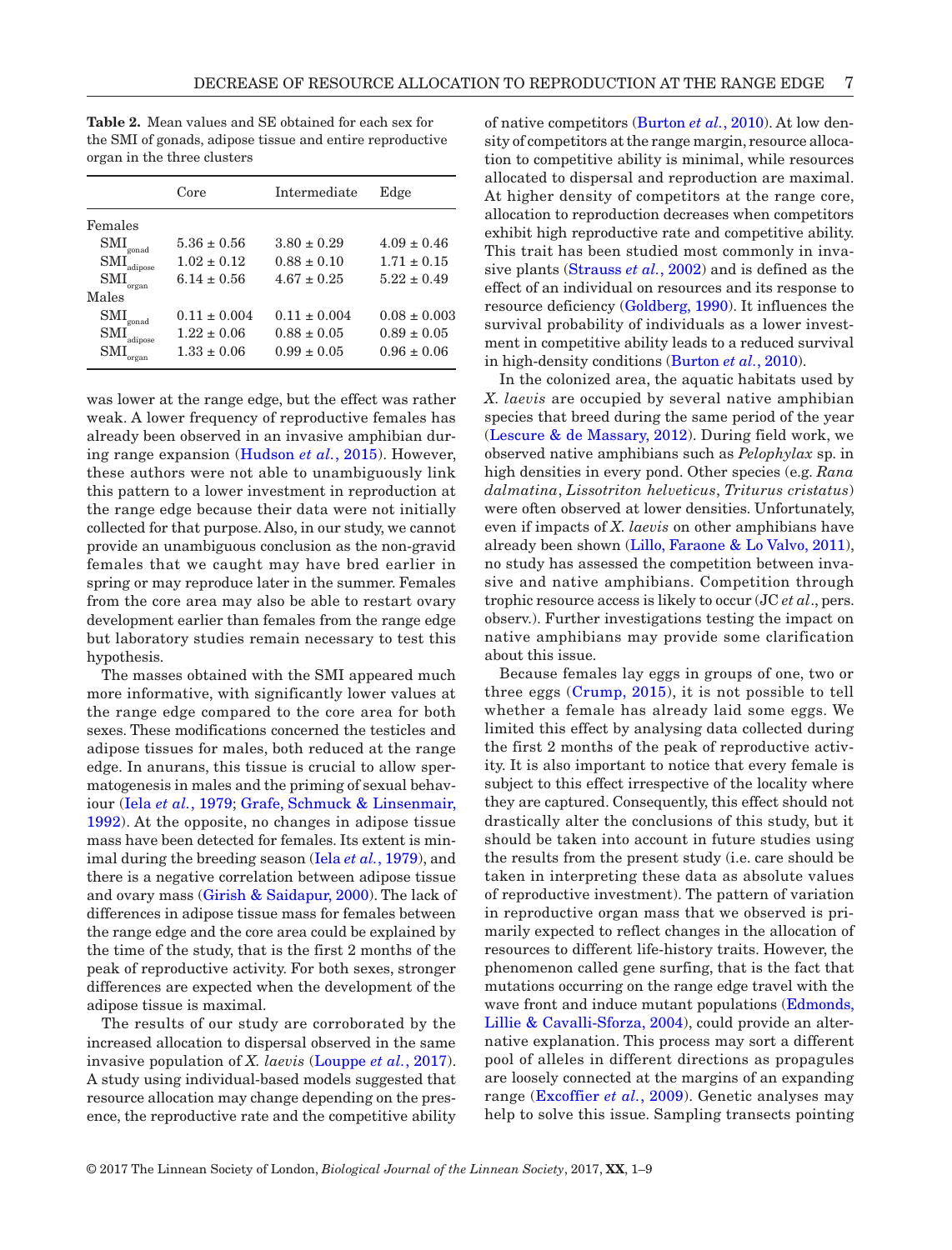**Table 2.** Mean values and SE obtained for each sex for the SMI of gonads, adipose tissue and entire reproductive organ in the three clusters

| | Core | Intermediate | Edge |
|---|---|---|---|
| Females | | | |
| $SMI_{gonad}$ | 5.36 ± 0.56 | 3.80 ± 0.29 | 4.09 ± 0.46 |
| $SMI_{adipose}$ | 1.02 ± 0.12 | 0.88 ± 0.10 | 1.71 ± 0.15 |
| $SMI_{organ}$ | 6.14 ± 0.56 | 4.67 ± 0.25 | 5.22 ± 0.49 |
| Males | | | |
| $SMI_{gonad}$ | 0.11 ± 0.004 | 0.11 ± 0.004 | 0.08 ± 0.003 |
| $SMI_{adipose}$ | 1.22 ± 0.06 | 0.88 ± 0.05 | 0.89 ± 0.05 |
| $SMI_{organ}$ | 1.33 ± 0.06 | 0.99 ± 0.05 | 0.96 ± 0.06 |

was lower at the range edge, but the effect was rather weak. A lower frequency of reproductive females has already been observed in an invasive amphibian during range expansion (Hudson *et al.*, 2015). However, these authors were not able to unambiguously link this pattern to a lower investment in reproduction at the range edge because their data were not initially collected for that purpose. Also, in our study, we cannot provide an unambiguous conclusion as the non-gravid females that we caught may have bred earlier in spring or may reproduce later in the summer. Females from the core area may also be able to restart ovary development earlier than females from the range edge but laboratory studies remain necessary to test this hypothesis.

The masses obtained with the SMI appeared much more informative, with significantly lower values at the range edge compared to the core area for both sexes. These modifications concerned the testicles and adipose tissues for males, both reduced at the range edge. In anurans, this tissue is crucial to allow spermatogenesis in males and the priming of sexual behaviour (Iela *et al.*, 1979; Grafe, Schmuck & Linsenmair, 1992). At the opposite, no changes in adipose tissue mass have been detected for females. Its extent is minimal during the breeding season (Iela *et al.*, 1979), and there is a negative correlation between adipose tissue and ovary mass (Girish & Saidapur, 2000). The lack of differences in adipose tissue mass for females between the range edge and the core area could be explained by the time of the study, that is the first 2 months of the peak of reproductive activity. For both sexes, stronger differences are expected when the development of the adipose tissue is maximal.

The results of our study are corroborated by the increased allocation to dispersal observed in the same invasive population of *X. laevis* (Louppe *et al.*, 2017). A study using individual-based models suggested that resource allocation may change depending on the presence, the reproductive rate and the competitive ability of native competitors (Burton *et al.*, 2010). At low density of competitors at the range margin, resource allocation to competitive ability is minimal, while resources allocated to dispersal and reproduction are maximal. At higher density of competitors at the range core, allocation to reproduction decreases when competitors exhibit high reproductive rate and competitive ability. This trait has been studied most commonly in invasive plants (Strauss *et al.*, 2002) and is defined as the effect of an individual on resources and its response to resource deficiency (Goldberg, 1990). It influences the survival probability of individuals as a lower investment in competitive ability leads to a reduced survival in high-density conditions (Burton *et al.*, 2010).

In the colonized area, the aquatic habitats used by *X. laevis* are occupied by several native amphibian species that breed during the same period of the year (Lescure & de Massary, 2012). During field work, we observed native amphibians such as *Pelophylax* sp. in high densities in every pond. Other species (e.g. *Rana dalmatina*, *Lissotriton helveticus*, *Triturus cristatus*) were often observed at lower densities. Unfortunately, even if impacts of *X. laevis* on other amphibians have already been shown (Lillo, Faraone & Lo Valvo, 2011), no study has assessed the competition between invasive and native amphibians. Competition through trophic resource access is likely to occur (JC *et al*., pers. observ.). Further investigations testing the impact on native amphibians may provide some clarification about this issue.

Because females lay eggs in groups of one, two or three eggs (Crump, 2015), it is not possible to tell whether a female has already laid some eggs. We limited this effect by analysing data collected during the first 2 months of the peak of reproductive activity. It is also important to notice that every female is subject to this effect irrespective of the locality where they are captured. Consequently, this effect should not drastically alter the conclusions of this study, but it should be taken into account in future studies using the results from the present study (i.e. care should be taken in interpreting these data as absolute values of reproductive investment). The pattern of variation in reproductive organ mass that we observed is primarily expected to reflect changes in the allocation of resources to different life-history traits. However, the phenomenon called gene surfing, that is the fact that mutations occurring on the range edge travel with the wave front and induce mutant populations (Edmonds, Lillie & Cavalli-Sforza, 2004), could provide an alternative explanation. This process may sort a different pool of alleles in different directions as propagules are loosely connected at the margins of an expanding range (Excoffier *et al.*, 2009). Genetic analyses may help to solve this issue. Sampling transects pointing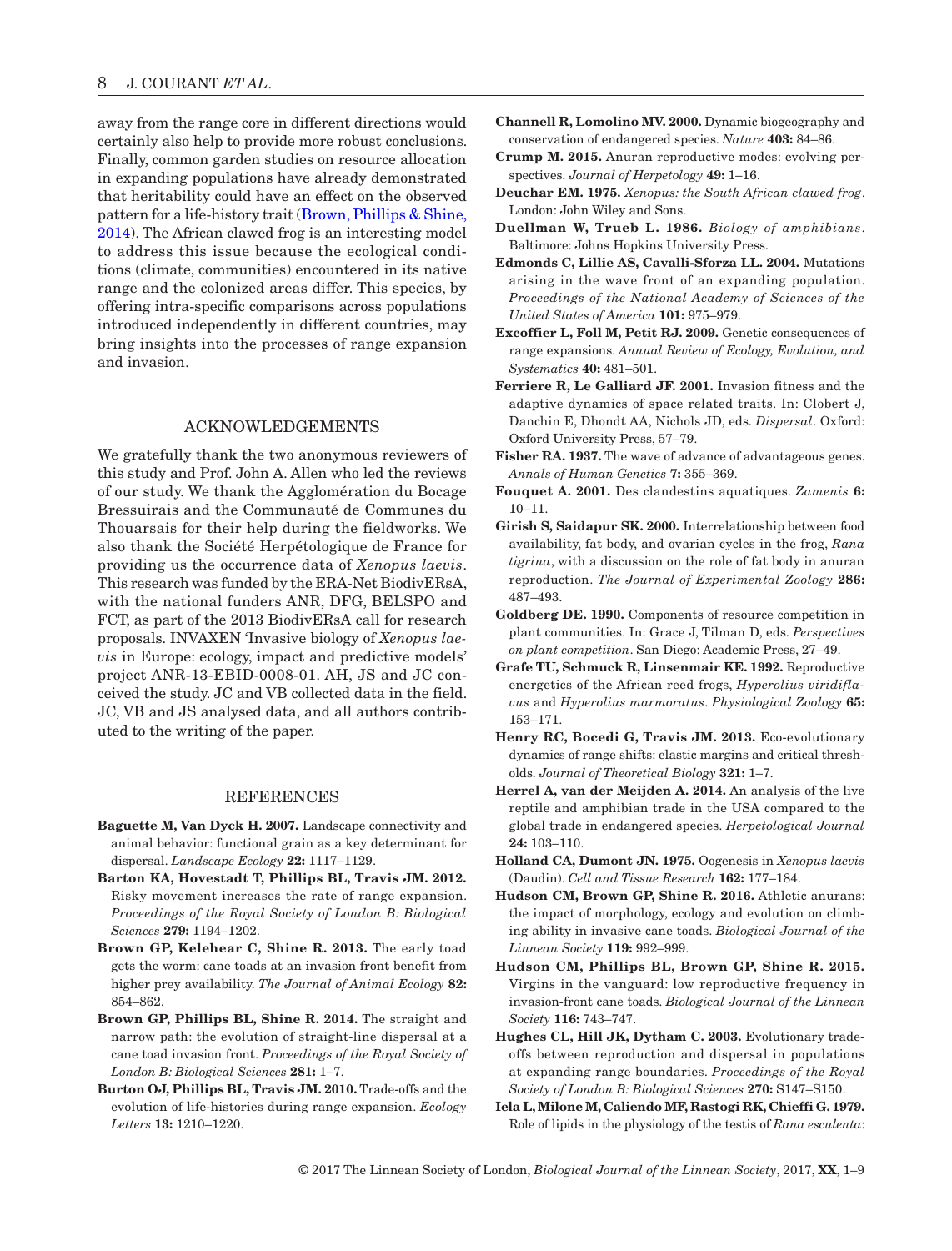away from the range core in different directions would certainly also help to provide more robust conclusions. Finally, common garden studies on resource allocation in expanding populations have already demonstrated that heritability could have an effect on the observed pattern for a life-history trait (Brown, Phillips & Shine, 2014). The African clawed frog is an interesting model to address this issue because the ecological conditions (climate, communities) encountered in its native range and the colonized areas differ. This species, by offering intra-specific comparisons across populations introduced independently in different countries, may bring insights into the processes of range expansion and invasion.

## ACKNOWLEDGEMENTS

We gratefully thank the two anonymous reviewers of this study and Prof. John A. Allen who led the reviews of our study. We thank the Agglomération du Bocage Bressuirais and the Communauté de Communes du Thouarsais for their help during the fieldworks. We also thank the Société Herpétologique de France for providing us the occurrence data of *Xenopus laevis*. This research was funded by the ERA-Net BiodivERsA, with the national funders ANR, DFG, BELSPO and FCT, as part of the 2013 BiodivERsA call for research proposals. INVAXEN 'Invasive biology of *Xenopus laevis* in Europe: ecology, impact and predictive models' project ANR-13-EBID-0008-01. AH, JS and JC conceived the study. JC and VB collected data in the field. JC, VB and JS analysed data, and all authors contributed to the writing of the paper.

## REFERENCES

**Baguette M, Van Dyck H. 2007.** Landscape connectivity and animal behavior: functional grain as a key determinant for dispersal. *Landscape Ecology* **22:** 1117–1129.

**Barton KA, Hovestadt T, Phillips BL, Travis JM. 2012.** Risky movement increases the rate of range expansion. *Proceedings of the Royal Society of London B: Biological Sciences* **279:** 1194–1202.

**Brown GP, Kelehear C, Shine R. 2013.** The early toad gets the worm: cane toads at an invasion front benefit from higher prey availability. *The Journal of Animal Ecology* **82:** 854–862.

**Brown GP, Phillips BL, Shine R. 2014.** The straight and narrow path: the evolution of straight-line dispersal at a cane toad invasion front. *Proceedings of the Royal Society of London B: Biological Sciences* **281:** 1–7.

**Burton OJ, Phillips BL, Travis JM. 2010.** Trade-offs and the evolution of life-histories during range expansion. *Ecology Letters* **13:** 1210–1220.

**Channell R, Lomolino MV. 2000.** Dynamic biogeography and conservation of endangered species. *Nature* **403:** 84–86.

**Crump M. 2015.** Anuran reproductive modes: evolving perspectives. *Journal of Herpetology* **49:** 1–16.

**Deuchar EM. 1975.** *Xenopus: the South African clawed frog*. London: John Wiley and Sons.

**Duellman W, Trueb L. 1986.** *Biology of amphibians*. Baltimore: Johns Hopkins University Press.

**Edmonds C, Lillie AS, Cavalli-Sforza LL. 2004.** Mutations arising in the wave front of an expanding population. *Proceedings of the National Academy of Sciences of the United States of America* **101:** 975–979.

**Excoffier L, Foll M, Petit RJ. 2009.** Genetic consequences of range expansions. *Annual Review of Ecology, Evolution, and Systematics* **40:** 481–501.

**Ferriere R, Le Galliard JF. 2001.** Invasion fitness and the adaptive dynamics of space related traits. In: Clobert J, Danchin E, Dhondt AA, Nichols JD, eds. *Dispersal*. Oxford: Oxford University Press, 57–79.

**Fisher RA. 1937.** The wave of advance of advantageous genes. *Annals of Human Genetics* **7:** 355–369.

**Fouquet A. 2001.** Des clandestins aquatiques. *Zamenis* **6:** 10–11.

**Girish S, Saidapur SK. 2000.** Interrelationship between food availability, fat body, and ovarian cycles in the frog, *Rana tigrina*, with a discussion on the role of fat body in anuran reproduction. *The Journal of Experimental Zoology* **286:** 487–493.

**Goldberg DE. 1990.** Components of resource competition in plant communities. In: Grace J, Tilman D, eds. *Perspectives on plant competition*. San Diego: Academic Press, 27–49.

**Grafe TU, Schmuck R, Linsenmair KE. 1992.** Reproductive energetics of the African reed frogs, *Hyperolius viridiflavus* and *Hyperolius marmoratus*. *Physiological Zoology* **65:** 153–171.

**Henry RC, Bocedi G, Travis JM. 2013.** Eco-evolutionary dynamics of range shifts: elastic margins and critical thresholds. *Journal of Theoretical Biology* **321:** 1–7.

**Herrel A, van der Meijden A. 2014.** An analysis of the live reptile and amphibian trade in the USA compared to the global trade in endangered species. *Herpetological Journal* **24:** 103–110.

**Holland CA, Dumont JN. 1975.** Oogenesis in *Xenopus laevis* (Daudin). *Cell and Tissue Research* **162:** 177–184.

**Hudson CM, Brown GP, Shine R. 2016.** Athletic anurans: the impact of morphology, ecology and evolution on climbing ability in invasive cane toads. *Biological Journal of the Linnean Society* **119:** 992–999.

**Hudson CM, Phillips BL, Brown GP, Shine R. 2015.** Virgins in the vanguard: low reproductive frequency in invasion-front cane toads. *Biological Journal of the Linnean Society* **116:** 743–747.

**Hughes CL, Hill JK, Dytham C. 2003.** Evolutionary tradeoffs between reproduction and dispersal in populations at expanding range boundaries. *Proceedings of the Royal Society of London B: Biological Sciences* **270:** S147–S150.

**Iela L, Milone M, Caliendo MF, Rastogi RK, Chieffi G. 1979.** Role of lipids in the physiology of the testis of *Rana esculenta*: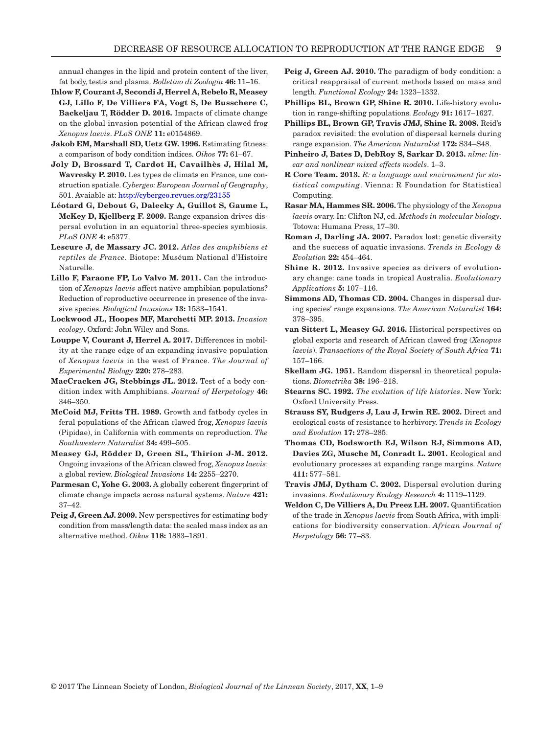annual changes in the lipid and protein content of the liver, fat body, testis and plasma. *Bolletino di Zoologia* **46:** 11–16.

**Ihlow F, Courant J, Secondi J, Herrel A, Rebelo R, Measey GJ, Lillo F, De Villiers FA, Vogt S, De Busschere C, Backeljau T, Rödder D. 2016.** Impacts of climate change on the global invasion potential of the African clawed frog *Xenopus laevis*. *PLoS ONE* **11:** e0154869.

**Jakob EM, Marshall SD, Uetz GW. 1996.** Estimating fitness: a comparison of body condition indices. *Oikos* **77:** 61–67.

**Joly D, Brossard T, Cardot H, Cavailhès J, Hilal M, Wavresky P. 2010.** Les types de climats en France, une construction spatiale. *Cybergeo: European Journal of Geography*, 501. Avaiable at: http://cybergeo.revues.org/23155

**Léotard G, Debout G, Dalecky A, Guillot S, Gaume L, McKey D, Kjellberg F. 2009.** Range expansion drives dispersal evolution in an equatorial three-species symbiosis. *PLoS ONE* **4:** e5377.

**Lescure J, de Massary JC. 2012.** *Atlas des amphibiens et reptiles de France*. Biotope: Muséum National d'Histoire Naturelle.

**Lillo F, Faraone FP, Lo Valvo M. 2011.** Can the introduction of *Xenopus laevis* affect native amphibian populations? Reduction of reproductive occurrence in presence of the invasive species. *Biological Invasions* **13:** 1533–1541.

**Lockwood JL, Hoopes MF, Marchetti MP. 2013.** *Invasion ecology*. Oxford: John Wiley and Sons.

**Louppe V, Courant J, Herrel A. 2017.** Differences in mobility at the range edge of an expanding invasive population of *Xenopus laevis* in the west of France. *The Journal of Experimental Biology* **220:** 278–283.

**MacCracken JG, Stebbings JL. 2012.** Test of a body condition index with Amphibians. *Journal of Herpetology* **46:** 346–350.

**McCoid MJ, Fritts TH. 1989.** Growth and fatbody cycles in feral populations of the African clawed frog, *Xenopus laevis* (Pipidae), in California with comments on reproduction. *The Southwestern Naturalist* **34:** 499–505.

**Measey GJ, Rödder D, Green SL, Thirion J-M. 2012.** Ongoing invasions of the African clawed frog, *Xenopus laevis*: a global review. *Biological Invasions* **14:** 2255–2270.

**Parmesan C, Yohe G. 2003.** A globally coherent fingerprint of climate change impacts across natural systems. *Nature* **421:** 37–42.

**Peig J, Green AJ. 2009.** New perspectives for estimating body condition from mass/length data: the scaled mass index as an alternative method. *Oikos* **118:** 1883–1891.

**Peig J, Green AJ. 2010.** The paradigm of body condition: a critical reappraisal of current methods based on mass and length. *Functional Ecology* **24:** 1323–1332.

**Phillips BL, Brown GP, Shine R. 2010.** Life-history evolution in range-shifting populations. *Ecology* **91:** 1617–1627.

**Phillips BL, Brown GP, Travis JMJ, Shine R. 2008.** Reid's paradox revisited: the evolution of dispersal kernels during range expansion. *The American Naturalist* **172:** S34–S48.

**Pinheiro J, Bates D, DebRoy S, Sarkar D. 2013.** *nlme: linear and nonlinear mixed effects models*. 1–3.

**R Core Team. 2013.** *R: a language and environment for statistical computing*. Vienna: R Foundation for Statistical Computing.

**Rasar MA, Hammes SR. 2006.** The physiology of the *Xenopus laevis* ovary. In: Clifton NJ, ed. *Methods in molecular biology*. Totowa: Humana Press, 17–30.

**Roman J, Darling JA. 2007.** Paradox lost: genetic diversity and the success of aquatic invasions. *Trends in Ecology & Evolution* **22:** 454–464.

**Shine R. 2012.** Invasive species as drivers of evolutionary change: cane toads in tropical Australia. *Evolutionary Applications* **5:** 107–116.

**Simmons AD, Thomas CD. 2004.** Changes in dispersal during species' range expansions. *The American Naturalist* **164:** 378–395.

**van Sittert L, Measey GJ. 2016.** Historical perspectives on global exports and research of African clawed frog (*Xenopus laevis*). *Transactions of the Royal Society of South Africa* **71:** 157–166.

**Skellam JG. 1951.** Random dispersal in theoretical populations. *Biometrika* **38:** 196–218.

**Stearns SC. 1992.** *The evolution of life histories*. New York: Oxford University Press.

**Strauss SY, Rudgers J, Lau J, Irwin RE. 2002.** Direct and ecological costs of resistance to herbivory. *Trends in Ecology and Evolution* **17:** 278–285.

**Thomas CD, Bodsworth EJ, Wilson RJ, Simmons AD, Davies ZG, Musche M, Conradt L. 2001.** Ecological and evolutionary processes at expanding range margins. *Nature* **411:** 577–581.

**Travis JMJ, Dytham C. 2002.** Dispersal evolution during invasions. *Evolutionary Ecology Research* **4:** 1119–1129.

**Weldon C, De Villiers A, Du Preez LH. 2007.** Quantification of the trade in *Xenopus laevis* from South Africa, with implications for biodiversity conservation. *African Journal of Herpetology* **56:** 77–83.